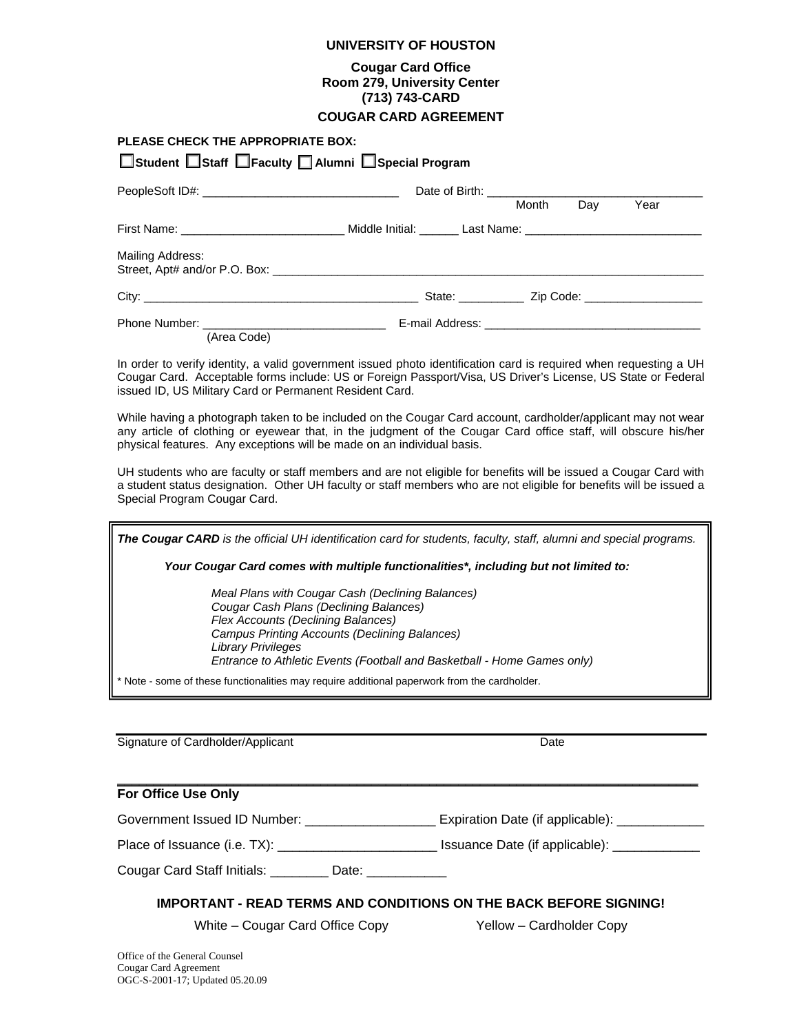# UNIVERSITY OF HOUSTON

**Cougar Card Office**
**Room 279, University Center**
**(713) 743-CARD**

## COUGAR CARD AGREEMENT

**PLEASE CHECK THE APPROPRIATE BOX:**

☐ **Student** ☐ **Staff** ☐ **Faculty** ☐ **Alumni** ☐ **Special Program**

PeopleSoft ID#: ______________________________ Date of Birth: ________________________________
Month Day Year

First Name: _________________________ Middle Initial: ______ Last Name: ___________________________

Mailing Address:
Street, Apt# and/or P.O. Box: _______________________________________________________________________

City: __________________________________________ State: __________ Zip Code: __________________

Phone Number: ____________________________ E-mail Address: _________________________________
(Area Code)

In order to verify identity, a valid government issued photo identification card is required when requesting a UH Cougar Card. Acceptable forms include: US or Foreign Passport/Visa, US Driver's License, US State or Federal issued ID, US Military Card or Permanent Resident Card.

While having a photograph taken to be included on the Cougar Card account, cardholder/applicant may not wear any article of clothing or eyewear that, in the judgment of the Cougar Card office staff, will obscure his/her physical features. Any exceptions will be made on an individual basis.

UH students who are faculty or staff members and are not eligible for benefits will be issued a Cougar Card with a student status designation. Other UH faculty or staff members who are not eligible for benefits will be issued a Special Program Cougar Card.

***The Cougar CARD*** *is the official UH identification card for students, faculty, staff, alumni and special programs.*

***Your Cougar Card comes with multiple functionalities\*, including but not limited to:***

- *Meal Plans with Cougar Cash (Declining Balances)*
- *Cougar Cash Plans (Declining Balances)*
- *Flex Accounts (Declining Balances)*
- *Campus Printing Accounts (Declining Balances)*
- *Library Privileges*
- *Entrance to Athletic Events (Football and Basketball - Home Games only)*

\* Note - some of these functionalities may require additional paperwork from the cardholder.

_____________________________________________________________________________

Signature of Cardholder/Applicant Date

_____________________________________________________________________________

**For Office Use Only**

Government Issued ID Number: __________________ Expiration Date (if applicable): ____________

Place of Issuance (i.e. TX): ______________________ Issuance Date (if applicable): ____________

Cougar Card Staff Initials: ________ Date: ___________

**IMPORTANT - READ TERMS AND CONDITIONS ON THE BACK BEFORE SIGNING!**

White – Cougar Card Office Copy Yellow – Cardholder Copy

Office of the General Counsel
Cougar Card Agreement
OGC-S-2001-17; Updated 05.20.09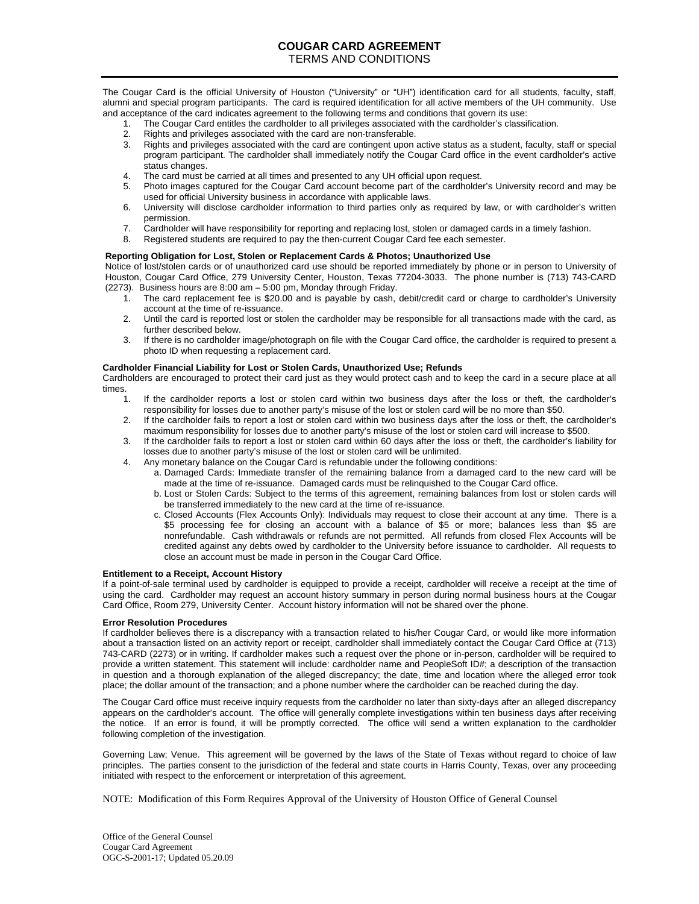# COUGAR CARD AGREEMENT

TERMS AND CONDITIONS

The Cougar Card is the official University of Houston ("University" or "UH") identification card for all students, faculty, staff, alumni and special program participants. The card is required identification for all active members of the UH community. Use and acceptance of the card indicates agreement to the following terms and conditions that govern its use:

1. The Cougar Card entitles the cardholder to all privileges associated with the cardholder's classification.
2. Rights and privileges associated with the card are non-transferable.
3. Rights and privileges associated with the card are contingent upon active status as a student, faculty, staff or special program participant. The cardholder shall immediately notify the Cougar Card office in the event cardholder's active status changes.
4. The card must be carried at all times and presented to any UH official upon request.
5. Photo images captured for the Cougar Card account become part of the cardholder's University record and may be used for official University business in accordance with applicable laws.
6. University will disclose cardholder information to third parties only as required by law, or with cardholder's written permission.
7. Cardholder will have responsibility for reporting and replacing lost, stolen or damaged cards in a timely fashion.
8. Registered students are required to pay the then-current Cougar Card fee each semester.

**Reporting Obligation for Lost, Stolen or Replacement Cards & Photos; Unauthorized Use**

Notice of lost/stolen cards or of unauthorized card use should be reported immediately by phone or in person to University of Houston, Cougar Card Office, 279 University Center, Houston, Texas 77204-3033. The phone number is (713) 743-CARD (2273). Business hours are 8:00 am – 5:00 pm, Monday through Friday.

1. The card replacement fee is $20.00 and is payable by cash, debit/credit card or charge to cardholder's University account at the time of re-issuance.
2. Until the card is reported lost or stolen the cardholder may be responsible for all transactions made with the card, as further described below.
3. If there is no cardholder image/photograph on file with the Cougar Card office, the cardholder is required to present a photo ID when requesting a replacement card.

**Cardholder Financial Liability for Lost or Stolen Cards, Unauthorized Use; Refunds**

Cardholders are encouraged to protect their card just as they would protect cash and to keep the card in a secure place at all times.

1. If the cardholder reports a lost or stolen card within two business days after the loss or theft, the cardholder's responsibility for losses due to another party's misuse of the lost or stolen card will be no more than $50.
2. If the cardholder fails to report a lost or stolen card within two business days after the loss or theft, the cardholder's maximum responsibility for losses due to another party's misuse of the lost or stolen card will increase to $500.
3. If the cardholder fails to report a lost or stolen card within 60 days after the loss or theft, the cardholder's liability for losses due to another party's misuse of the lost or stolen card will be unlimited.
4. Any monetary balance on the Cougar Card is refundable under the following conditions:
   a. Damaged Cards: Immediate transfer of the remaining balance from a damaged card to the new card will be made at the time of re-issuance. Damaged cards must be relinquished to the Cougar Card office.
   b. Lost or Stolen Cards: Subject to the terms of this agreement, remaining balances from lost or stolen cards will be transferred immediately to the new card at the time of re-issuance.
   c. Closed Accounts (Flex Accounts Only): Individuals may request to close their account at any time. There is a $5 processing fee for closing an account with a balance of $5 or more; balances less than $5 are nonrefundable. Cash withdrawals or refunds are not permitted. All refunds from closed Flex Accounts will be credited against any debts owed by cardholder to the University before issuance to cardholder. All requests to close an account must be made in person in the Cougar Card Office.

**Entitlement to a Receipt, Account History**

If a point-of-sale terminal used by cardholder is equipped to provide a receipt, cardholder will receive a receipt at the time of using the card. Cardholder may request an account history summary in person during normal business hours at the Cougar Card Office, Room 279, University Center. Account history information will not be shared over the phone.

**Error Resolution Procedures**

If cardholder believes there is a discrepancy with a transaction related to his/her Cougar Card, or would like more information about a transaction listed on an activity report or receipt, cardholder shall immediately contact the Cougar Card Office at (713) 743-CARD (2273) or in writing. If cardholder makes such a request over the phone or in-person, cardholder will be required to provide a written statement. This statement will include: cardholder name and PeopleSoft ID#; a description of the transaction in question and a thorough explanation of the alleged discrepancy; the date, time and location where the alleged error took place; the dollar amount of the transaction; and a phone number where the cardholder can be reached during the day.

The Cougar Card office must receive inquiry requests from the cardholder no later than sixty-days after an alleged discrepancy appears on the cardholder's account. The office will generally complete investigations within ten business days after receiving the notice. If an error is found, it will be promptly corrected. The office will send a written explanation to the cardholder following completion of the investigation.

Governing Law; Venue. This agreement will be governed by the laws of the State of Texas without regard to choice of law principles. The parties consent to the jurisdiction of the federal and state courts in Harris County, Texas, over any proceeding initiated with respect to the enforcement or interpretation of this agreement.

NOTE: Modification of this Form Requires Approval of the University of Houston Office of General Counsel

Office of the General Counsel
Cougar Card Agreement
OGC-S-2001-17; Updated 05.20.09